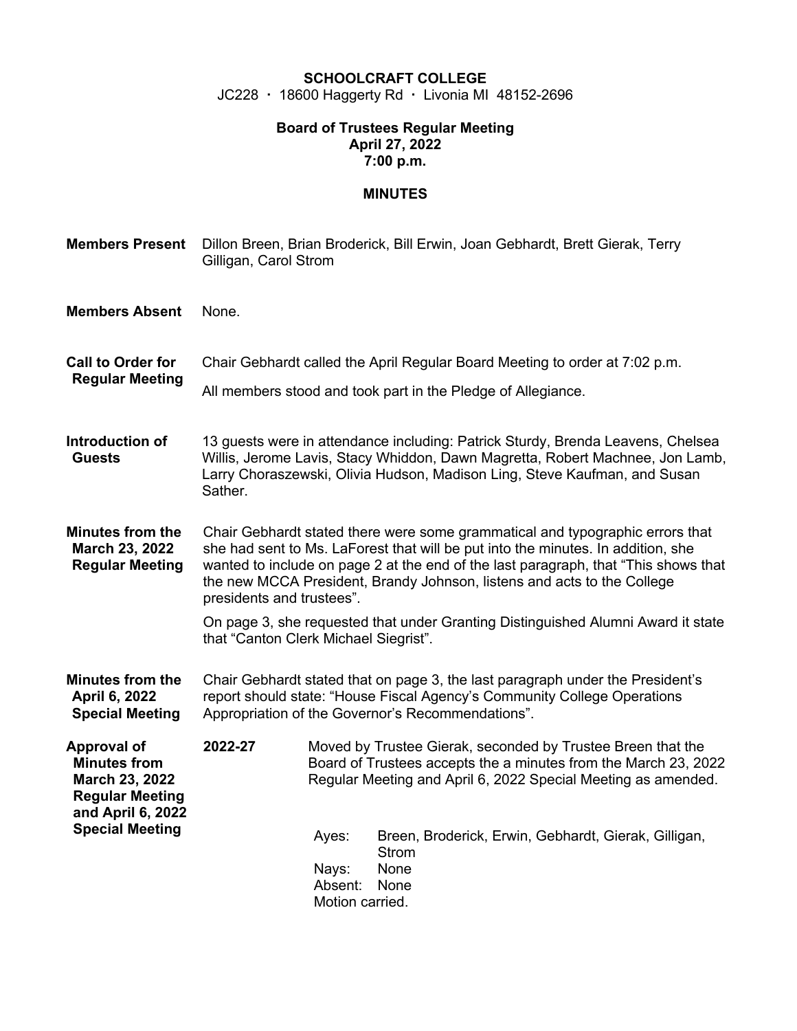**SCHOOLCRAFT COLLEGE**
JC228 · 18600 Haggerty Rd · Livonia MI 48152-2696

**Board of Trustees Regular Meeting**
**April 27, 2022**
**7:00 p.m.**

**MINUTES**

**Members Present** Dillon Breen, Brian Broderick, Bill Erwin, Joan Gebhardt, Brett Gierak, Terry Gilligan, Carol Strom

**Members Absent** None.

**Call to Order for Regular Meeting** Chair Gebhardt called the April Regular Board Meeting to order at 7:02 p.m.

All members stood and took part in the Pledge of Allegiance.

**Introduction of Guests** 13 guests were in attendance including: Patrick Sturdy, Brenda Leavens, Chelsea Willis, Jerome Lavis, Stacy Whiddon, Dawn Magretta, Robert Machnee, Jon Lamb, Larry Choraszewski, Olivia Hudson, Madison Ling, Steve Kaufman, and Susan Sather.

**Minutes from the March 23, 2022 Regular Meeting** Chair Gebhardt stated there were some grammatical and typographic errors that she had sent to Ms. LaForest that will be put into the minutes. In addition, she wanted to include on page 2 at the end of the last paragraph, that "This shows that the new MCCA President, Brandy Johnson, listens and acts to the College presidents and trustees".

On page 3, she requested that under Granting Distinguished Alumni Award it state that "Canton Clerk Michael Siegrist".

**Minutes from the April 6, 2022 Special Meeting** Chair Gebhardt stated that on page 3, the last paragraph under the President's report should state: "House Fiscal Agency's Community College Operations Appropriation of the Governor's Recommendations".

**Approval of Minutes from March 23, 2022 Regular Meeting and April 6, 2022 Special Meeting**

**2022-27** Moved by Trustee Gierak, seconded by Trustee Breen that the Board of Trustees accepts the a minutes from the March 23, 2022 Regular Meeting and April 6, 2022 Special Meeting as amended.

Ayes: Breen, Broderick, Erwin, Gebhardt, Gierak, Gilligan, Strom
Nays: None
Absent: None
Motion carried.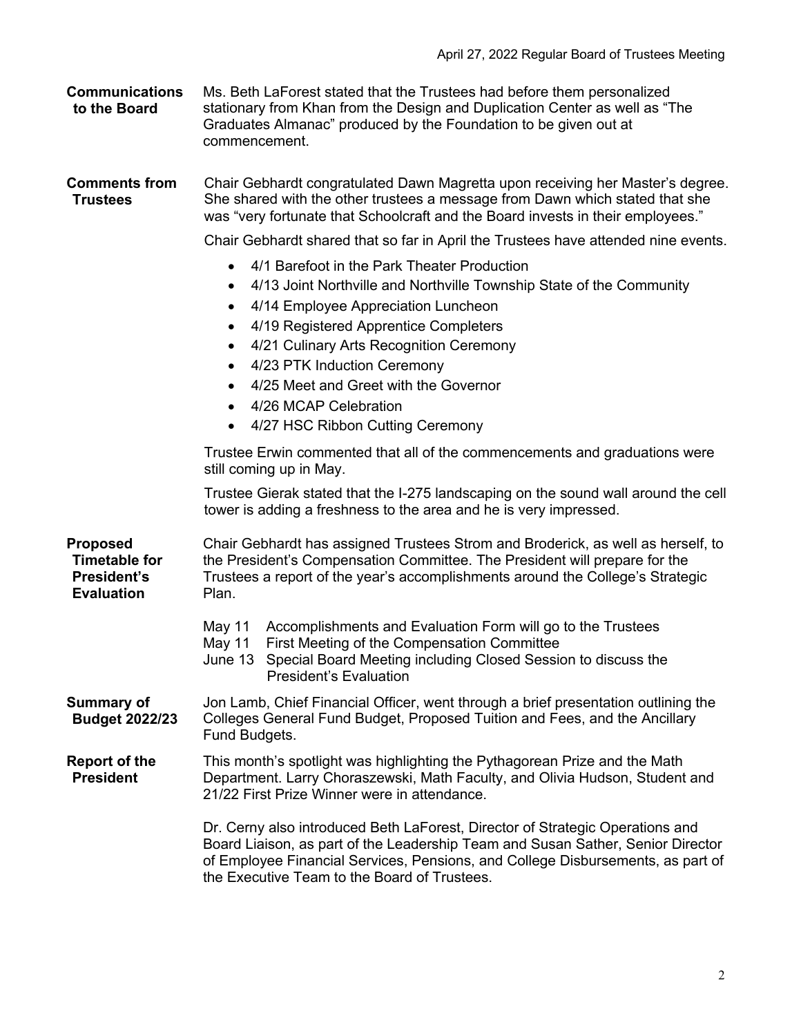**Communications to the Board**

Ms. Beth LaForest stated that the Trustees had before them personalized stationary from Khan from the Design and Duplication Center as well as "The Graduates Almanac" produced by the Foundation to be given out at commencement.

**Comments from Trustees**

Chair Gebhardt congratulated Dawn Magretta upon receiving her Master's degree. She shared with the other trustees a message from Dawn which stated that she was "very fortunate that Schoolcraft and the Board invests in their employees."

Chair Gebhardt shared that so far in April the Trustees have attended nine events.

- 4/1 Barefoot in the Park Theater Production
- 4/13 Joint Northville and Northville Township State of the Community
- 4/14 Employee Appreciation Luncheon
- 4/19 Registered Apprentice Completers
- 4/21 Culinary Arts Recognition Ceremony
- 4/23 PTK Induction Ceremony
- 4/25 Meet and Greet with the Governor
- 4/26 MCAP Celebration
- 4/27 HSC Ribbon Cutting Ceremony

Trustee Erwin commented that all of the commencements and graduations were still coming up in May.

Trustee Gierak stated that the I-275 landscaping on the sound wall around the cell tower is adding a freshness to the area and he is very impressed.

**Proposed Timetable for President's Evaluation**

Chair Gebhardt has assigned Trustees Strom and Broderick, as well as herself, to the President's Compensation Committee. The President will prepare for the Trustees a report of the year's accomplishments around the College's Strategic Plan.

May 11 Accomplishments and Evaluation Form will go to the Trustees
May 11 First Meeting of the Compensation Committee
June 13 Special Board Meeting including Closed Session to discuss the President's Evaluation

**Summary of Budget 2022/23**

Jon Lamb, Chief Financial Officer, went through a brief presentation outlining the Colleges General Fund Budget, Proposed Tuition and Fees, and the Ancillary Fund Budgets.

**Report of the President**

This month's spotlight was highlighting the Pythagorean Prize and the Math Department. Larry Choraszewski, Math Faculty, and Olivia Hudson, Student and 21/22 First Prize Winner were in attendance.

Dr. Cerny also introduced Beth LaForest, Director of Strategic Operations and Board Liaison, as part of the Leadership Team and Susan Sather, Senior Director of Employee Financial Services, Pensions, and College Disbursements, as part of the Executive Team to the Board of Trustees.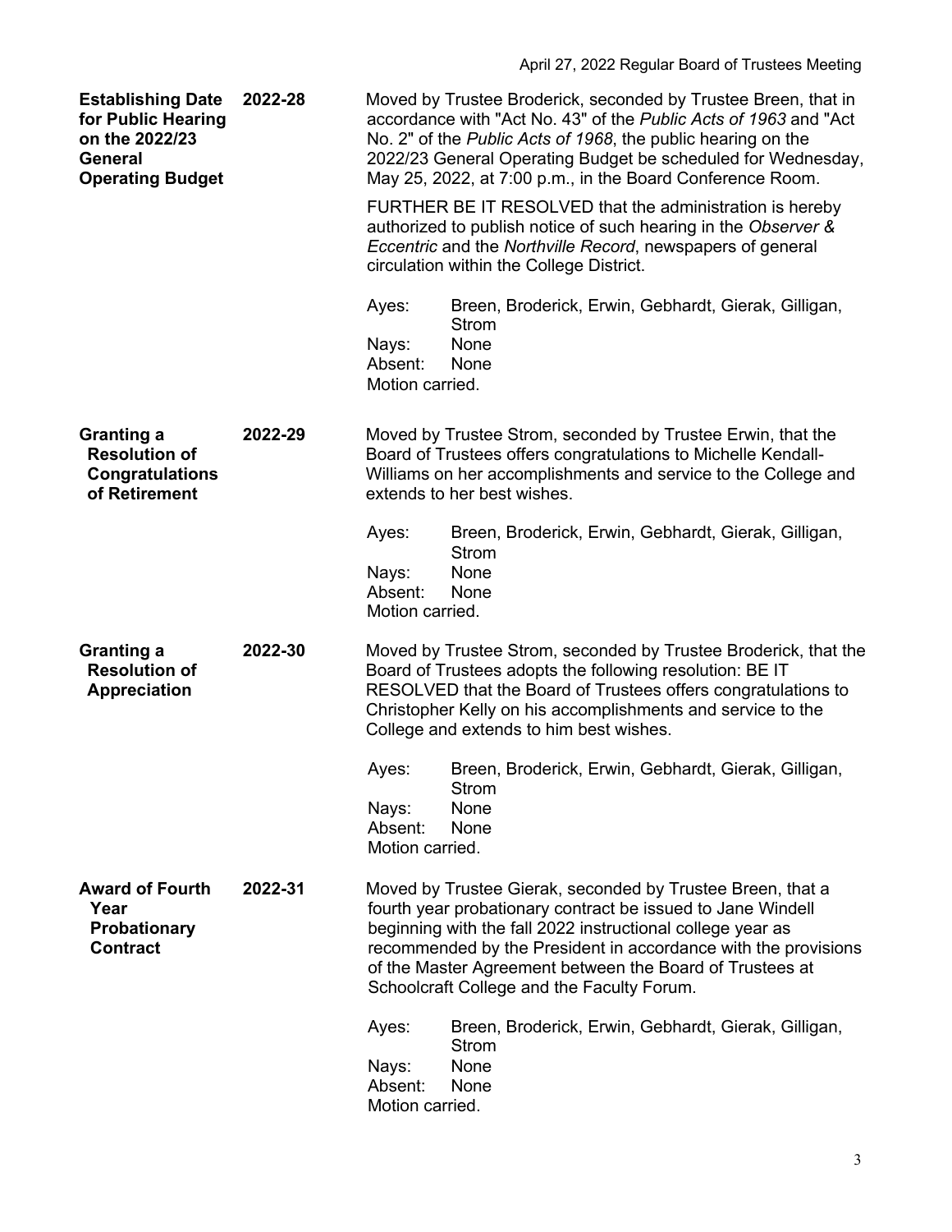**Establishing Date for Public Hearing on the 2022/23 General Operating Budget** — **2022-28**

Moved by Trustee Broderick, seconded by Trustee Breen, that in accordance with "Act No. 43" of the *Public Acts of 1963* and "Act No. 2" of the *Public Acts of 1968*, the public hearing on the 2022/23 General Operating Budget be scheduled for Wednesday, May 25, 2022, at 7:00 p.m., in the Board Conference Room.

FURTHER BE IT RESOLVED that the administration is hereby authorized to publish notice of such hearing in the *Observer & Eccentric* and the *Northville Record*, newspapers of general circulation within the College District.

Ayes: Breen, Broderick, Erwin, Gebhardt, Gierak, Gilligan, Strom
Nays: None
Absent: None
Motion carried.

**Granting a Resolution of Congratulations of Retirement** — **2022-29**

Moved by Trustee Strom, seconded by Trustee Erwin, that the Board of Trustees offers congratulations to Michelle Kendall-Williams on her accomplishments and service to the College and extends to her best wishes.

Ayes: Breen, Broderick, Erwin, Gebhardt, Gierak, Gilligan, Strom
Nays: None
Absent: None
Motion carried.

**Granting a Resolution of Appreciation** — **2022-30**

Moved by Trustee Strom, seconded by Trustee Broderick, that the Board of Trustees adopts the following resolution: BE IT RESOLVED that the Board of Trustees offers congratulations to Christopher Kelly on his accomplishments and service to the College and extends to him best wishes.

Ayes: Breen, Broderick, Erwin, Gebhardt, Gierak, Gilligan, Strom
Nays: None
Absent: None
Motion carried.

**Award of Fourth Year Probationary Contract** — **2022-31**

Moved by Trustee Gierak, seconded by Trustee Breen, that a fourth year probationary contract be issued to Jane Windell beginning with the fall 2022 instructional college year as recommended by the President in accordance with the provisions of the Master Agreement between the Board of Trustees at Schoolcraft College and the Faculty Forum.

Ayes: Breen, Broderick, Erwin, Gebhardt, Gierak, Gilligan, Strom
Nays: None
Absent: None
Motion carried.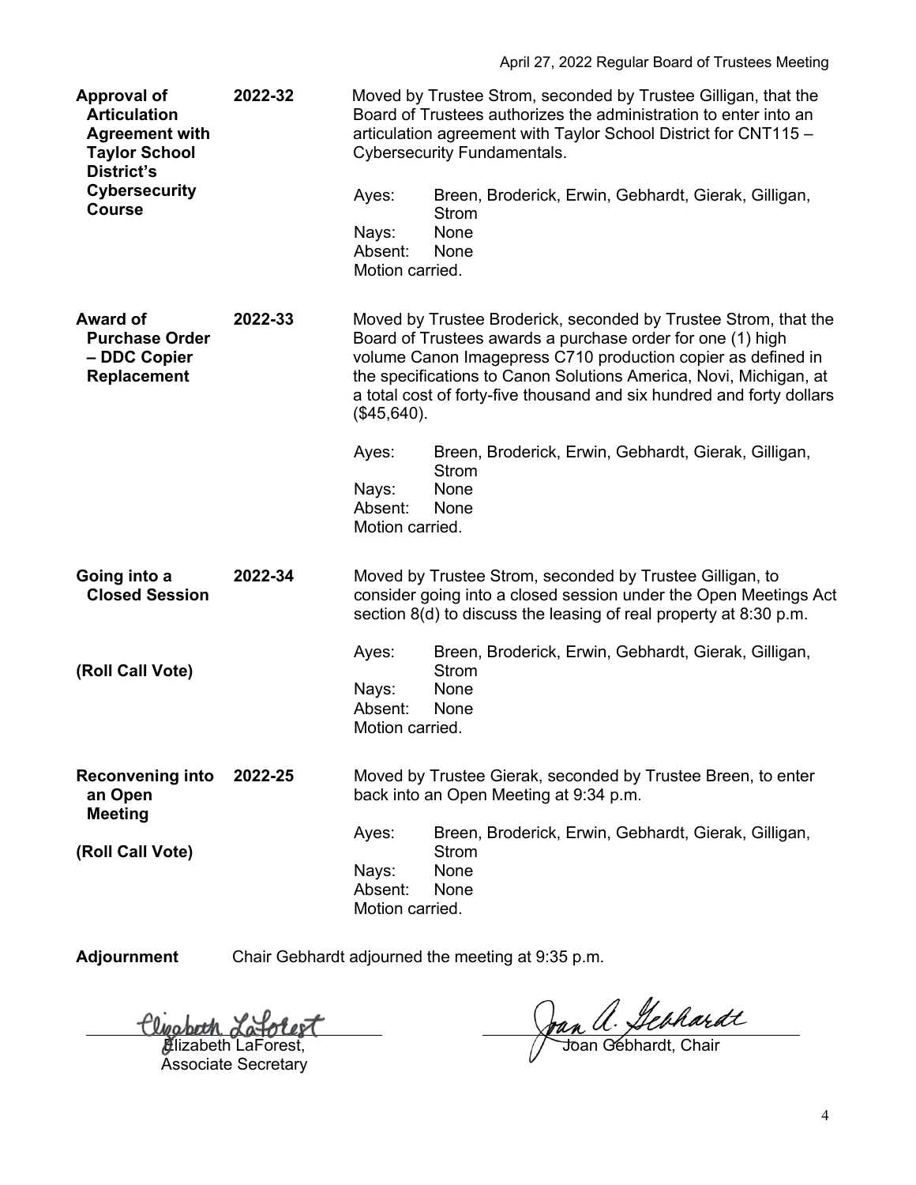**Approval of Articulation Agreement with Taylor School District's Cybersecurity Course** — **2022-32**

Moved by Trustee Strom, seconded by Trustee Gilligan, that the Board of Trustees authorizes the administration to enter into an articulation agreement with Taylor School District for CNT115 – Cybersecurity Fundamentals.

Ayes: Breen, Broderick, Erwin, Gebhardt, Gierak, Gilligan, Strom
Nays: None
Absent: None
Motion carried.

**Award of Purchase Order – DDC Copier Replacement** — **2022-33**

Moved by Trustee Broderick, seconded by Trustee Strom, that the Board of Trustees awards a purchase order for one (1) high volume Canon Imagepress C710 production copier as defined in the specifications to Canon Solutions America, Novi, Michigan, at a total cost of forty-five thousand and six hundred and forty dollars ($45,640).

Ayes: Breen, Broderick, Erwin, Gebhardt, Gierak, Gilligan, Strom
Nays: None
Absent: None
Motion carried.

**Going into a Closed Session** — **2022-34**

**(Roll Call Vote)**

Moved by Trustee Strom, seconded by Trustee Gilligan, to consider going into a closed session under the Open Meetings Act section 8(d) to discuss the leasing of real property at 8:30 p.m.

Ayes: Breen, Broderick, Erwin, Gebhardt, Gierak, Gilligan, Strom
Nays: None
Absent: None
Motion carried.

**Reconvening into an Open Meeting** — **2022-25**

**(Roll Call Vote)**

Moved by Trustee Gierak, seconded by Trustee Breen, to enter back into an Open Meeting at 9:34 p.m.

Ayes: Breen, Broderick, Erwin, Gebhardt, Gierak, Gilligan, Strom
Nays: None
Absent: None
Motion carried.

**Adjournment** — Chair Gebhardt adjourned the meeting at 9:35 p.m.

Elizabeth LaForest,
Associate Secretary

Joan Gebhardt, Chair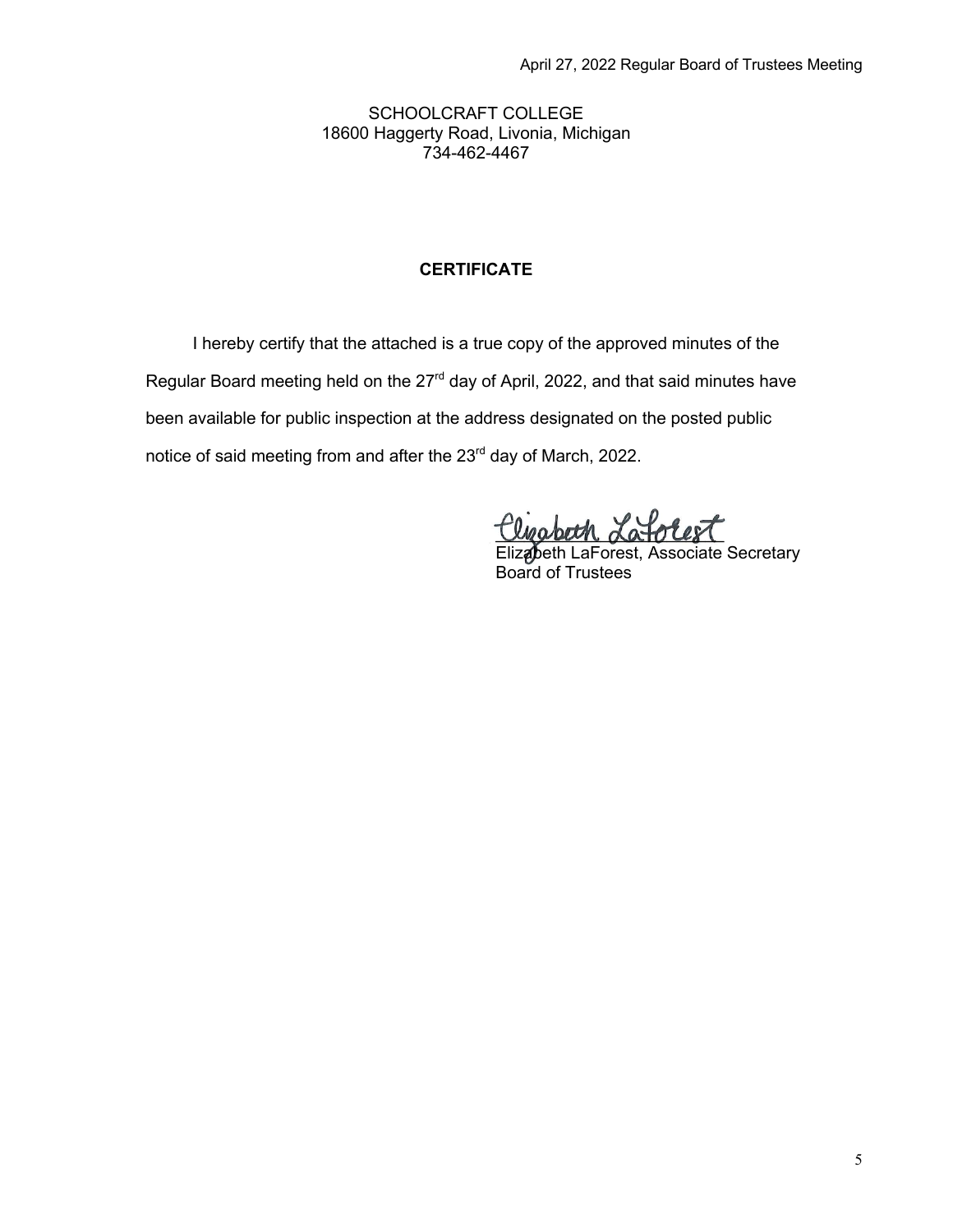SCHOOLCRAFT COLLEGE
18600 Haggerty Road, Livonia, Michigan
734-462-4467

## CERTIFICATE

I hereby certify that the attached is a true copy of the approved minutes of the Regular Board meeting held on the 27[rd] day of April, 2022, and that said minutes have been available for public inspection at the address designated on the posted public notice of said meeting from and after the 23[rd] day of March, 2022.

Elizabeth LaForest

Elizabeth LaForest, Associate Secretary
Board of Trustees